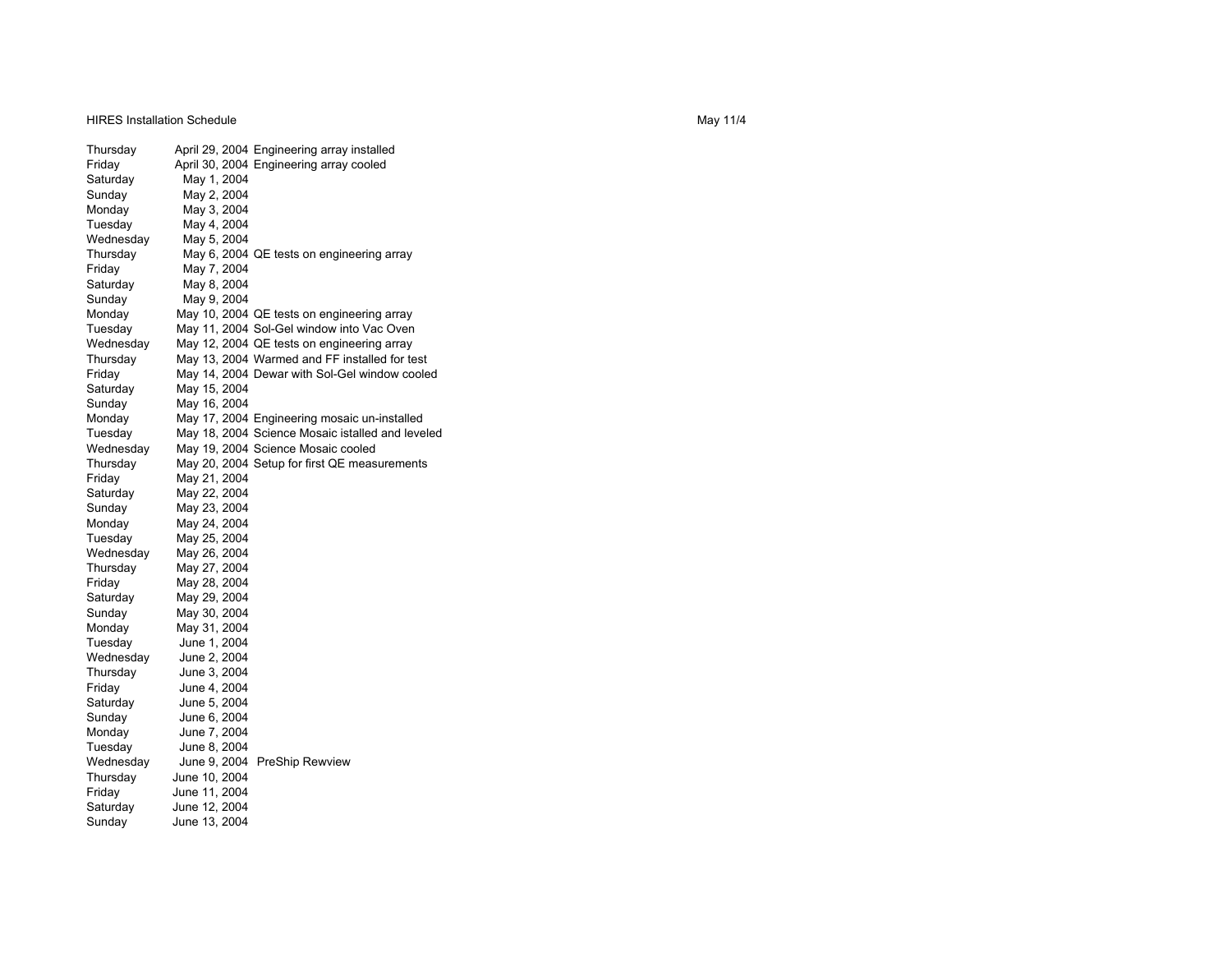HIRES Installation Schedule

May 11/4

| Day | Date | Activity |
|---|---|---|
| Thursday | April 29, 2004 | Engineering array installed |
| Friday | April 30, 2004 | Engineering array cooled |
| Saturday | May 1, 2004 | |
| Sunday | May 2, 2004 | |
| Monday | May 3, 2004 | |
| Tuesday | May 4, 2004 | |
| Wednesday | May 5, 2004 | |
| Thursday | May 6, 2004 | QE tests on engineering array |
| Friday | May 7, 2004 | |
| Saturday | May 8, 2004 | |
| Sunday | May 9, 2004 | |
| Monday | May 10, 2004 | QE tests on engineering array |
| Tuesday | May 11, 2004 | Sol-Gel window into Vac Oven |
| Wednesday | May 12, 2004 | QE tests on engineering array |
| Thursday | May 13, 2004 | Warmed and FF installed for test |
| Friday | May 14, 2004 | Dewar with Sol-Gel window cooled |
| Saturday | May 15, 2004 | |
| Sunday | May 16, 2004 | |
| Monday | May 17, 2004 | Engineering mosaic un-installed |
| Tuesday | May 18, 2004 | Science Mosaic istalled and leveled |
| Wednesday | May 19, 2004 | Science Mosaic cooled |
| Thursday | May 20, 2004 | Setup for first QE measurements |
| Friday | May 21, 2004 | |
| Saturday | May 22, 2004 | |
| Sunday | May 23, 2004 | |
| Monday | May 24, 2004 | |
| Tuesday | May 25, 2004 | |
| Wednesday | May 26, 2004 | |
| Thursday | May 27, 2004 | |
| Friday | May 28, 2004 | |
| Saturday | May 29, 2004 | |
| Sunday | May 30, 2004 | |
| Monday | May 31, 2004 | |
| Tuesday | June 1, 2004 | |
| Wednesday | June 2, 2004 | |
| Thursday | June 3, 2004 | |
| Friday | June 4, 2004 | |
| Saturday | June 5, 2004 | |
| Sunday | June 6, 2004 | |
| Monday | June 7, 2004 | |
| Tuesday | June 8, 2004 | |
| Wednesday | June 9, 2004 | PreShip Rewview |
| Thursday | June 10, 2004 | |
| Friday | June 11, 2004 | |
| Saturday | June 12, 2004 | |
| Sunday | June 13, 2004 | |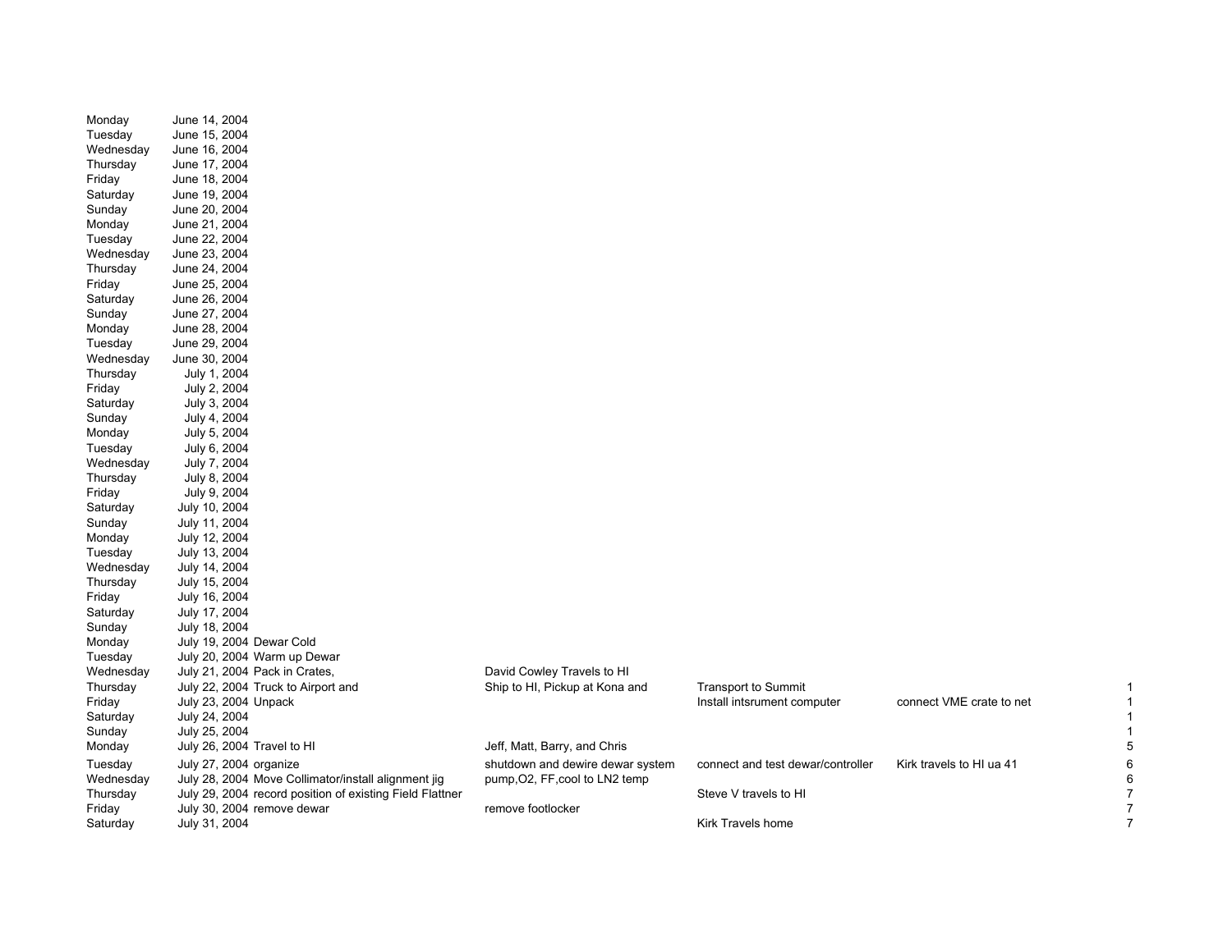| | | | | | | |
|---|---|---|---|---|---|---|
| Monday | June 14, 2004 | | | | | |
| Tuesday | June 15, 2004 | | | | | |
| Wednesday | June 16, 2004 | | | | | |
| Thursday | June 17, 2004 | | | | | |
| Friday | June 18, 2004 | | | | | |
| Saturday | June 19, 2004 | | | | | |
| Sunday | June 20, 2004 | | | | | |
| Monday | June 21, 2004 | | | | | |
| Tuesday | June 22, 2004 | | | | | |
| Wednesday | June 23, 2004 | | | | | |
| Thursday | June 24, 2004 | | | | | |
| Friday | June 25, 2004 | | | | | |
| Saturday | June 26, 2004 | | | | | |
| Sunday | June 27, 2004 | | | | | |
| Monday | June 28, 2004 | | | | | |
| Tuesday | June 29, 2004 | | | | | |
| Wednesday | June 30, 2004 | | | | | |
| Thursday | July 1, 2004 | | | | | |
| Friday | July 2, 2004 | | | | | |
| Saturday | July 3, 2004 | | | | | |
| Sunday | July 4, 2004 | | | | | |
| Monday | July 5, 2004 | | | | | |
| Tuesday | July 6, 2004 | | | | | |
| Wednesday | July 7, 2004 | | | | | |
| Thursday | July 8, 2004 | | | | | |
| Friday | July 9, 2004 | | | | | |
| Saturday | July 10, 2004 | | | | | |
| Sunday | July 11, 2004 | | | | | |
| Monday | July 12, 2004 | | | | | |
| Tuesday | July 13, 2004 | | | | | |
| Wednesday | July 14, 2004 | | | | | |
| Thursday | July 15, 2004 | | | | | |
| Friday | July 16, 2004 | | | | | |
| Saturday | July 17, 2004 | | | | | |
| Sunday | July 18, 2004 | | | | | |
| Monday | July 19, 2004 | Dewar Cold | | | | |
| Tuesday | July 20, 2004 | Warm up Dewar | | | | |
| Wednesday | July 21, 2004 | Pack in Crates, | David Cowley Travels to HI | | | |
| Thursday | July 22, 2004 | Truck to Airport and | Ship to HI, Pickup at Kona and | Transport to Summit | | 1 |
| Friday | July 23, 2004 | Unpack | | Install intsrument computer | connect VME crate to net | 1 |
| Saturday | July 24, 2004 | | | | | 1 |
| Sunday | July 25, 2004 | | | | | 1 |
| Monday | July 26, 2004 | Travel to HI | Jeff, Matt, Barry, and Chris | | | 5 |
| Tuesday | July 27, 2004 | organize | shutdown and dewire dewar system | connect and test dewar/controller | Kirk travels to HI ua 41 | 6 |
| Wednesday | July 28, 2004 | Move Collimator/install alignment jig | pump,O2, FF,cool to LN2 temp | | | 6 |
| Thursday | July 29, 2004 | record position of existing Field Flattner | | Steve V travels to HI | | 7 |
| Friday | July 30, 2004 | remove dewar | remove footlocker | | | 7 |
| Saturday | July 31, 2004 | | | Kirk Travels home | | 7 |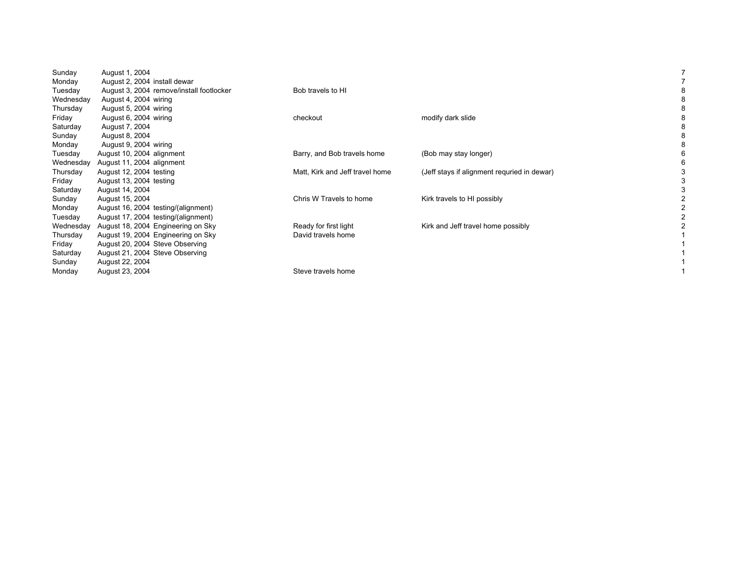| | | | | | |
|---|---|---|---|---|---|
| Sunday | August 1, 2004 | | | | 7 |
| Monday | August 2, 2004 | install dewar | | | 7 |
| Tuesday | August 3, 2004 | remove/install footlocker | Bob travels to HI | | 8 |
| Wednesday | August 4, 2004 | wiring | | | 8 |
| Thursday | August 5, 2004 | wiring | | | 8 |
| Friday | August 6, 2004 | wiring | checkout | modify dark slide | 8 |
| Saturday | August 7, 2004 | | | | 8 |
| Sunday | August 8, 2004 | | | | 8 |
| Monday | August 9, 2004 | wiring | | | 8 |
| Tuesday | August 10, 2004 | alignment | Barry, and Bob travels home | (Bob may stay longer) | 6 |
| Wednesday | August 11, 2004 | alignment | | | 6 |
| Thursday | August 12, 2004 | testing | Matt, Kirk and Jeff travel home | (Jeff stays if alignment requried in dewar) | 3 |
| Friday | August 13, 2004 | testing | | | 3 |
| Saturday | August 14, 2004 | | | | 3 |
| Sunday | August 15, 2004 | | Chris W Travels to home | Kirk travels to HI possibly | 2 |
| Monday | August 16, 2004 | testing/(alignment) | | | 2 |
| Tuesday | August 17, 2004 | testing/(alignment) | | | 2 |
| Wednesday | August 18, 2004 | Engineering on Sky | Ready for first light | Kirk and Jeff travel home possibly | 2 |
| Thursday | August 19, 2004 | Engineering on Sky | David travels home | | 1 |
| Friday | August 20, 2004 | Steve Observing | | | 1 |
| Saturday | August 21, 2004 | Steve Observing | | | 1 |
| Sunday | August 22, 2004 | | | | 1 |
| Monday | August 23, 2004 | | Steve travels home | | 1 |